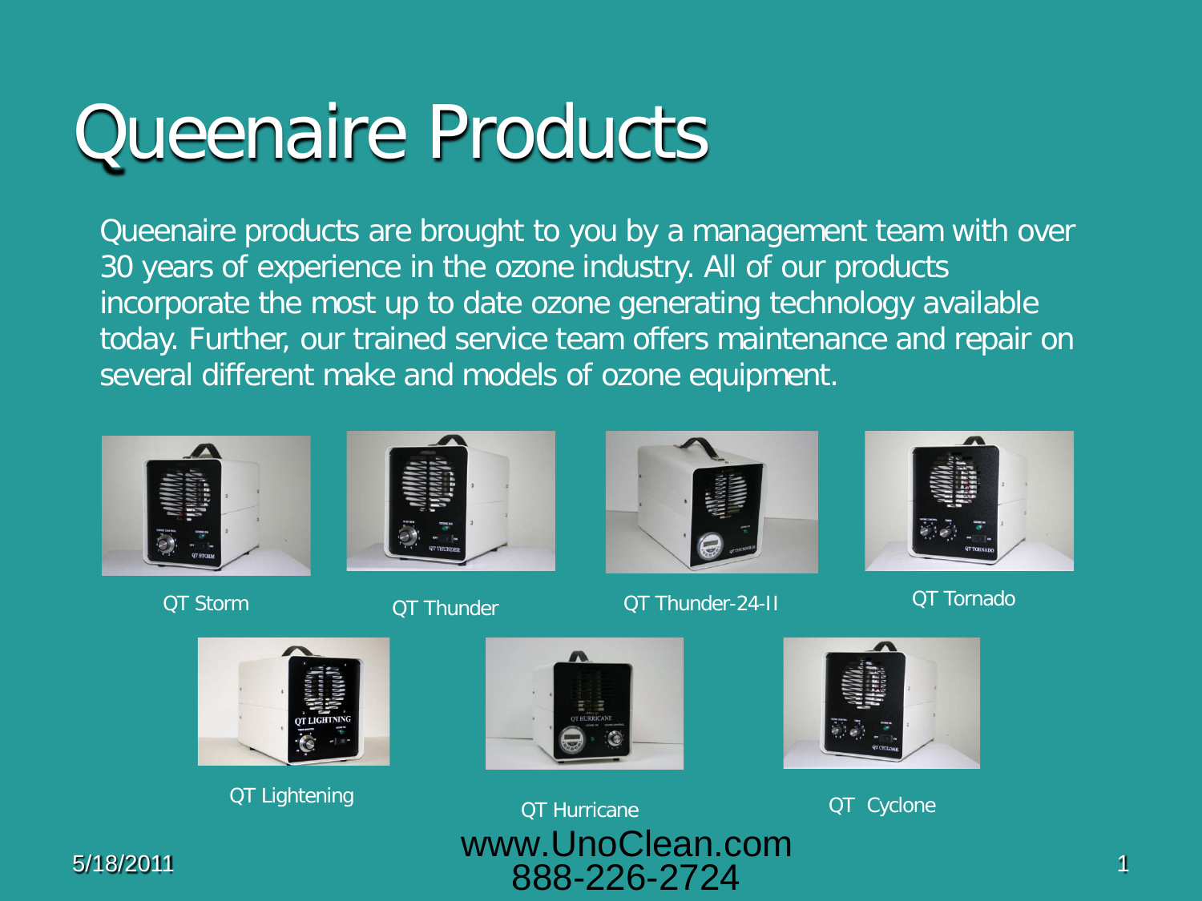# Queenaire Products

Queenaire products are brought to you by a management team with over 30 years of experience in the ozone industry. All of our products incorporate the most up to date ozone generating technology available today. Further, our trained service team offers maintenance and repair on several different make and models of ozone equipment.

QT Storm

QT Thunder

QT Thunder-24-II

QT Tornado

QT Lightening

QT Hurricane

QT Cyclone

www.UnoClean.com
888-226-2724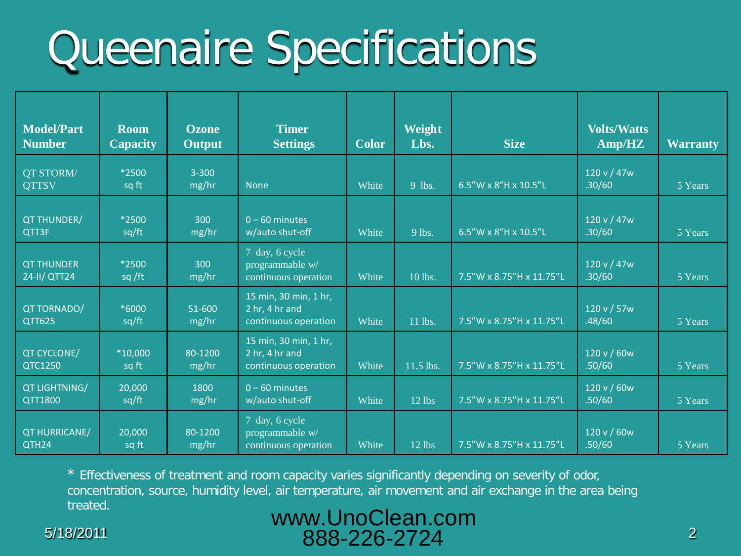# Queenaire Specifications

| Model/Part Number | Room Capacity | Ozone Output | Timer Settings | Color | Weight Lbs. | Size | Volts/Watts Amp/HZ | Warranty |
|---|---|---|---|---|---|---|---|---|
| QT STORM/ QTTSV | *2500 sq ft | 3-300 mg/hr | None | White | 9 lbs. | 6.5"W x 8"H x 10.5"L | 120 v / 47w .30/60 | 5 Years |
| QT THUNDER/ QTT3F | *2500 sq/ft | 300 mg/hr | 0 – 60 minutes w/auto shut-off | White | 9 lbs. | 6.5"W x 8"H x 10.5"L | 120 v / 47w .30/60 | 5 Years |
| QT THUNDER 24-II/ QTT24 | *2500 sq /ft | 300 mg/hr | 7 day, 6 cycle programmable w/ continuous operation | White | 10 lbs. | 7.5"W x 8.75"H x 11.75"L | 120 v / 47w .30/60 | 5 Years |
| QT TORNADO/ QTT625 | *6000 sq/ft | 51-600 mg/hr | 15 min, 30 min, 1 hr, 2 hr, 4 hr and continuous operation | White | 11 lbs. | 7.5"W x 8.75"H x 11.75"L | 120 v / 57w .48/60 | 5 Years |
| QT CYCLONE/ QTC1250 | *10,000 sq ft | 80-1200 mg/hr | 15 min, 30 min, 1 hr, 2 hr, 4 hr and continuous operation | White | 11.5 lbs. | 7.5"W x 8.75"H x 11.75"L | 120 v / 60w .50/60 | 5 Years |
| QT LIGHTNING/ QTT1800 | 20,000 sq/ft | 1800 mg/hr | 0 – 60 minutes w/auto shut-off | White | 12 lbs | 7.5"W x 8.75"H x 11.75"L | 120 v / 60w .50/60 | 5 Years |
| QT HURRICANE/ QTH24 | 20,000 sq ft | 80-1200 mg/hr | 7 day, 6 cycle programmable w/ continuous operation | White | 12 lbs | 7.5"W x 8.75"H x 11.75"L | 120 v / 60w .50/60 | 5 Years |

* Effectiveness of treatment and room capacity varies significantly depending on severity of odor, concentration, source, humidity level, air temperature, air movement and air exchange in the area being treated.

5/18/2011

www.UnoClean.com
888-226-2724